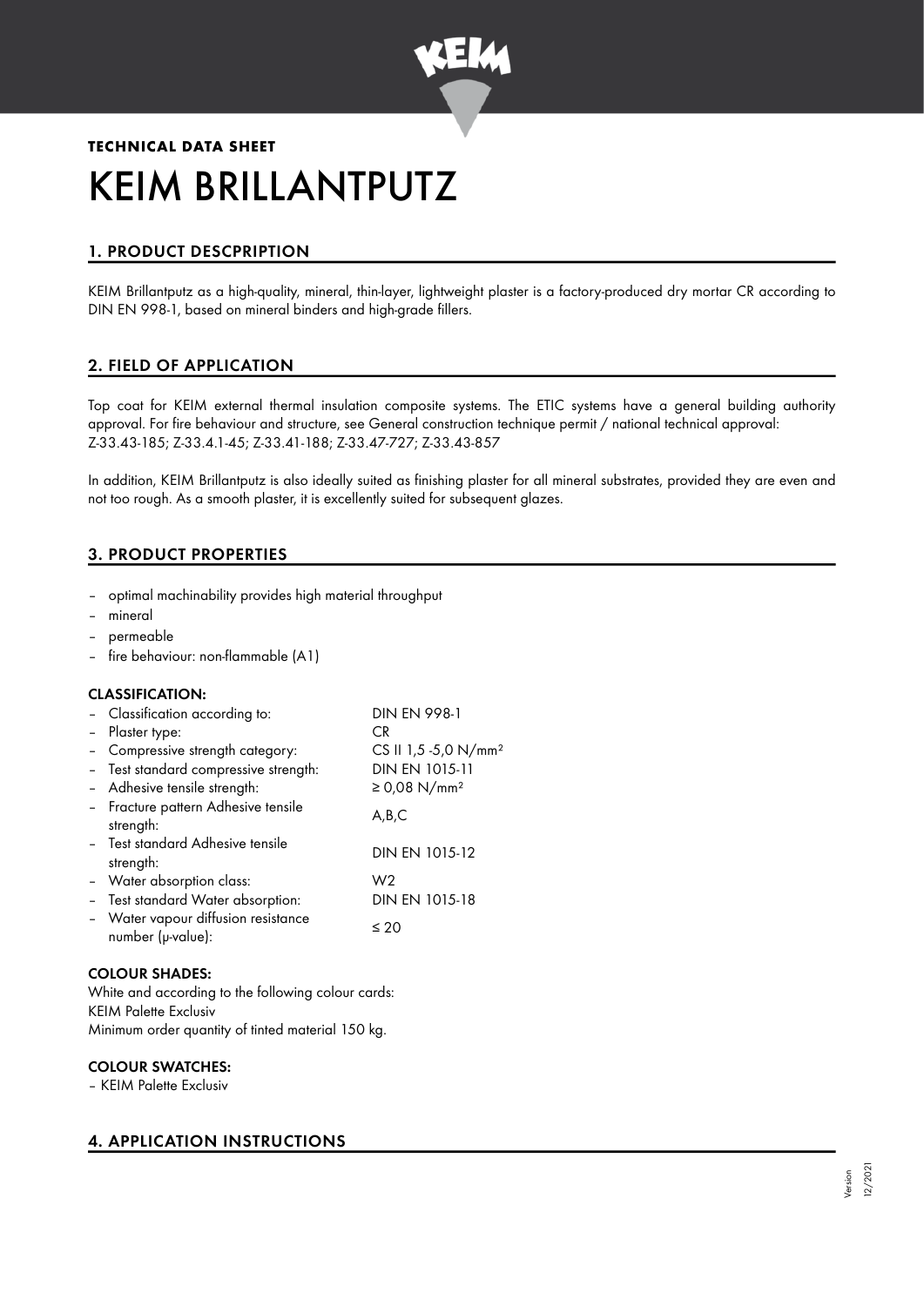**TECHNICAL DATA SHEET**

# KEIM BRILLANTPUTZ

## 1. PRODUCT DESCPRIPTION

KEIM Brillantputz as a high-quality, mineral, thin-layer, lightweight plaster is a factory-produced dry mortar CR according to DIN EN 998-1, based on mineral binders and high-grade fillers.

## 2. FIELD OF APPLICATION

Top coat for KEIM external thermal insulation composite systems. The ETIC systems have a general building authority approval. For fire behaviour and structure, see General construction technique permit / national technical approval: Z-33.43-185; Z-33.4.1-45; Z-33.41-188; Z-33.47-727; Z-33.43-857

In addition, KEIM Brillantputz is also ideally suited as finishing plaster for all mineral substrates, provided they are even and not too rough. As a smooth plaster, it is excellently suited for subsequent glazes.

## 3. PRODUCT PROPERTIES

- optimal machinability provides high material throughput
- mineral
- permeable
- fire behaviour: non-flammable (A1)

**CLASSIFICATION:**

| | |
|---|---|
| – Classification according to: | DIN EN 998-1 |
| – Plaster type: | CR |
| – Compressive strength category: | CS II 1,5 -5,0 N/mm² |
| – Test standard compressive strength: | DIN EN 1015-11 |
| – Adhesive tensile strength: | ≥ 0,08 N/mm² |
| – Fracture pattern Adhesive tensile strength: | A,B,C |
| – Test standard Adhesive tensile strength: | DIN EN 1015-12 |
| – Water absorption class: | W2 |
| – Test standard Water absorption: | DIN EN 1015-18 |
| – Water vapour diffusion resistance number (μ-value): | ≤ 20 |

**COLOUR SHADES:**

White and according to the following colour cards:
KEIM Palette Exclusiv
Minimum order quantity of tinted material 150 kg.

**COLOUR SWATCHES:**

– KEIM Palette Exclusiv

## 4. APPLICATION INSTRUCTIONS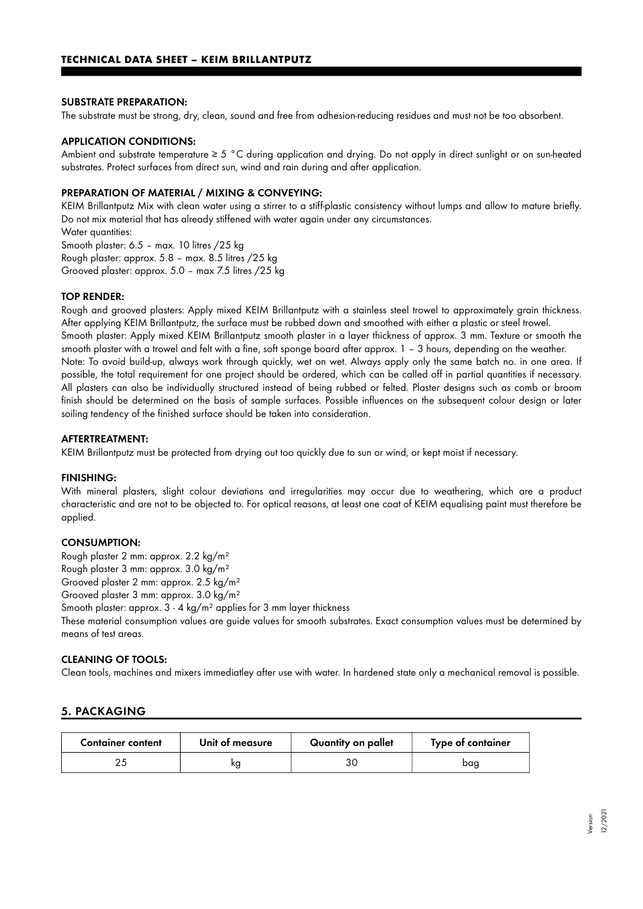**SUBSTRATE PREPARATION:**
The substrate must be strong, dry, clean, sound and free from adhesion-reducing residues and must not be too absorbent.

**APPLICATION CONDITIONS:**
Ambient and substrate temperature ≥ 5 °C during application and drying. Do not apply in direct sunlight or on sun-heated substrates. Protect surfaces from direct sun, wind and rain during and after application.

**PREPARATION OF MATERIAL / MIXING & CONVEYING:**
KEIM Brillantputz Mix with clean water using a stirrer to a stiff-plastic consistency without lumps and allow to mature briefly. Do not mix material that has already stiffened with water again under any circumstances.
Water quantities:
Smooth plaster: 6.5 – max. 10 litres /25 kg
Rough plaster: approx. 5.8 – max. 8.5 litres /25 kg
Grooved plaster: approx. 5.0 – max 7.5 litres /25 kg

**TOP RENDER:**
Rough and grooved plasters: Apply mixed KEIM Brillantputz with a stainless steel trowel to approximately grain thickness. After applying KEIM Brillantputz, the surface must be rubbed down and smoothed with either a plastic or steel trowel.
Smooth plaster: Apply mixed KEIM Brillantputz smooth plaster in a layer thickness of approx. 3 mm. Texture or smooth the smooth plaster with a trowel and felt with a fine, soft sponge board after approx. 1 – 3 hours, depending on the weather.
Note: To avoid build-up, always work through quickly, wet on wet. Always apply only the same batch no. in one area. If possible, the total requirement for one project should be ordered, which can be called off in partial quantities if necessary. All plasters can also be individually structured instead of being rubbed or felted. Plaster designs such as comb or broom finish should be determined on the basis of sample surfaces. Possible influences on the subsequent colour design or later soiling tendency of the finished surface should be taken into consideration.

**AFTERTREATMENT:**
KEIM Brillantputz must be protected from drying out too quickly due to sun or wind, or kept moist if necessary.

**FINISHING:**
With mineral plasters, slight colour deviations and irregularities may occur due to weathering, which are a product characteristic and are not to be objected to. For optical reasons, at least one coat of KEIM equalising paint must therefore be applied.

**CONSUMPTION:**
Rough plaster 2 mm: approx. 2.2 kg/m²
Rough plaster 3 mm: approx. 3.0 kg/m²
Grooved plaster 2 mm: approx. 2.5 kg/m²
Grooved plaster 3 mm: approx. 3.0 kg/m²
Smooth plaster: approx. 3 - 4 kg/m² applies for 3 mm layer thickness
These material consumption values are guide values for smooth substrates. Exact consumption values must be determined by means of test areas.

**CLEANING OF TOOLS:**
Clean tools, machines and mixers immediatley after use with water. In hardened state only a mechanical removal is possible.

## 5. PACKAGING

| Container content | Unit of measure | Quantity on pallet | Type of container |
|---|---|---|---|
| 25 | kg | 30 | bag |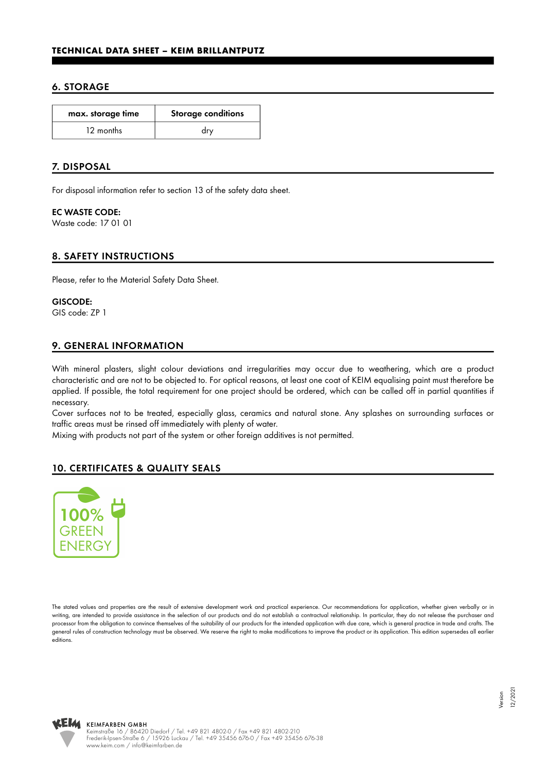## 6. STORAGE

| max. storage time | Storage conditions |
|---|---|
| 12 months | dry |

## 7. DISPOSAL

For disposal information refer to section 13 of the safety data sheet.

**EC WASTE CODE:**
Waste code: 17 01 01

## 8. SAFETY INSTRUCTIONS

Please, refer to the Material Safety Data Sheet.

**GISCODE:**
GIS code: ZP 1

## 9. GENERAL INFORMATION

With mineral plasters, slight colour deviations and irregularities may occur due to weathering, which are a product characteristic and are not to be objected to. For optical reasons, at least one coat of KEIM equalising paint must therefore be applied. If possible, the total requirement for one project should be ordered, which can be called off in partial quantities if necessary.
Cover surfaces not to be treated, especially glass, ceramics and natural stone. Any splashes on surrounding surfaces or traffic areas must be rinsed off immediately with plenty of water.
Mixing with products not part of the system or other foreign additives is not permitted.

## 10. CERTIFICATES & QUALITY SEALS

100% GREEN ENERGY

The stated values and properties are the result of extensive development work and practical experience. Our recommendations for application, whether given verbally or in writing, are intended to provide assistance in the selection of our products and do not establish a contractual relationship. In particular, they do not release the purchaser and processor from the obligation to convince themselves of the suitability of our products for the intended application with due care, which is general practice in trade and crafts. The general rules of construction technology must be observed. We reserve the right to make modifications to improve the product or its application. This edition supersedes all earlier editions.

**KEIMFARBEN GMBH**
Keimstraße 16 / 86420 Diedorf / Tel. +49 821 4802-0 / Fax +49 821 4802-210
Frederik-Ipsen-Straße 6 / 15926 Luckau / Tel. +49 35456 676-0 / Fax +49 35456 676-38
www.keim.com / info@keimfarben.de

Version 12/2021